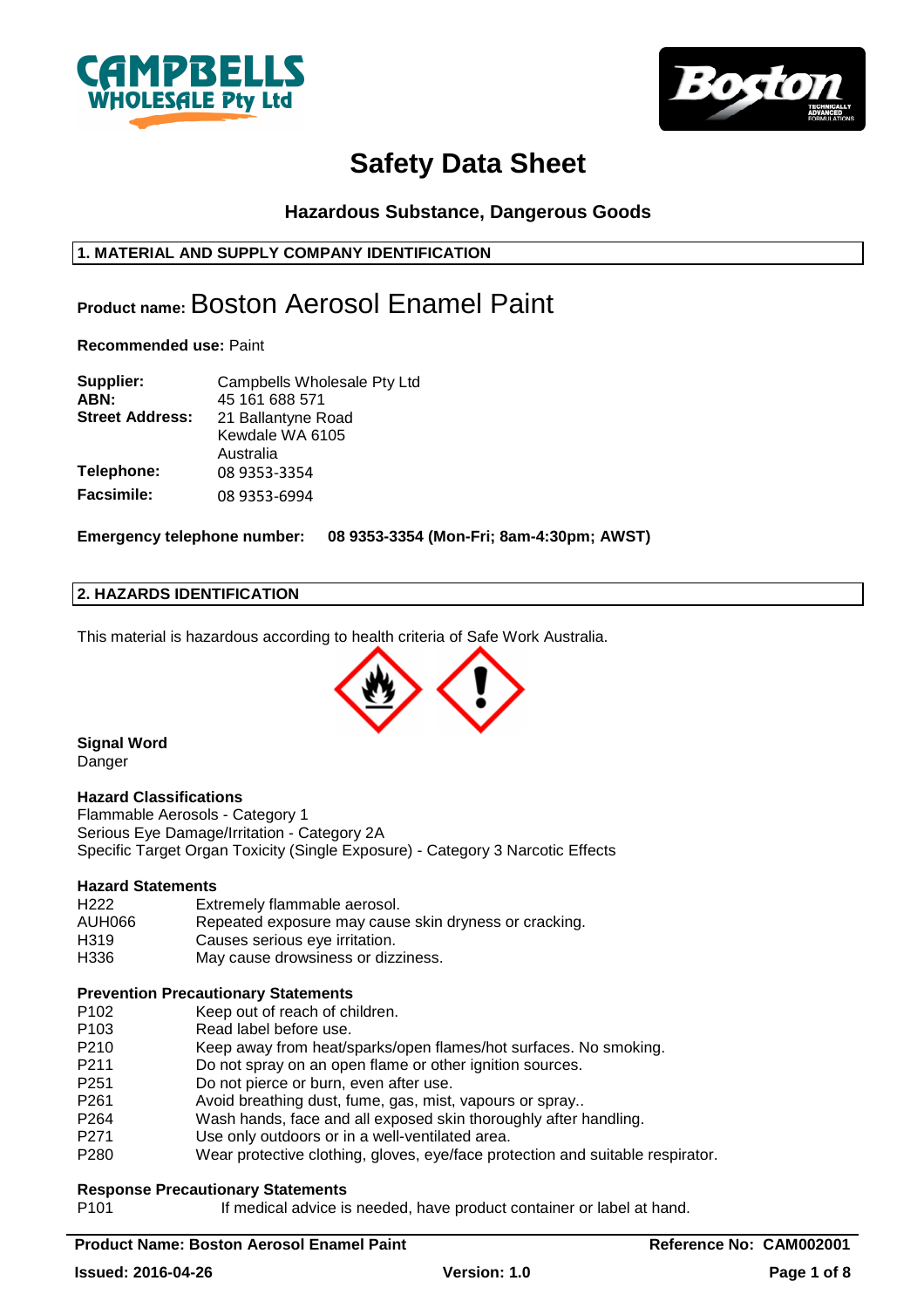# Safety Data Sheet

### Hazardous Substance, Dangerous Goods

## 1. MATERIAL AND SUPPLY COMPANY IDENTIFICATION

**Product name:** Boston Aerosol Enamel Paint

**Recommended use:** Paint

| | |
|---|---|
| **Supplier:** | Campbells Wholesale Pty Ltd |
| **ABN:** | 45 161 688 571 |
| **Street Address:** | 21 Ballantyne Road<br>Kewdale WA 6105<br>Australia |
| **Telephone:** | 08 9353-3354 |
| **Facsimile:** | 08 9353-6994 |

**Emergency telephone number: 08 9353-3354 (Mon-Fri; 8am-4:30pm; AWST)**

## 2. HAZARDS IDENTIFICATION

This material is hazardous according to health criteria of Safe Work Australia.

**Signal Word**

Danger

**Hazard Classifications**

Flammable Aerosols - Category 1

Serious Eye Damage/Irritation - Category 2A

Specific Target Organ Toxicity (Single Exposure) - Category 3 Narcotic Effects

**Hazard Statements**

| | |
|---|---|
| H222 | Extremely flammable aerosol. |
| AUH066 | Repeated exposure may cause skin dryness or cracking. |
| H319 | Causes serious eye irritation. |
| H336 | May cause drowsiness or dizziness. |

**Prevention Precautionary Statements**

| | |
|---|---|
| P102 | Keep out of reach of children. |
| P103 | Read label before use. |
| P210 | Keep away from heat/sparks/open flames/hot surfaces. No smoking. |
| P211 | Do not spray on an open flame or other ignition sources. |
| P251 | Do not pierce or burn, even after use. |
| P261 | Avoid breathing dust, fume, gas, mist, vapours or spray.. |
| P264 | Wash hands, face and all exposed skin thoroughly after handling. |
| P271 | Use only outdoors or in a well-ventilated area. |
| P280 | Wear protective clothing, gloves, eye/face protection and suitable respirator. |

**Response Precautionary Statements**

| | |
|---|---|
| P101 | If medical advice is needed, have product container or label at hand. |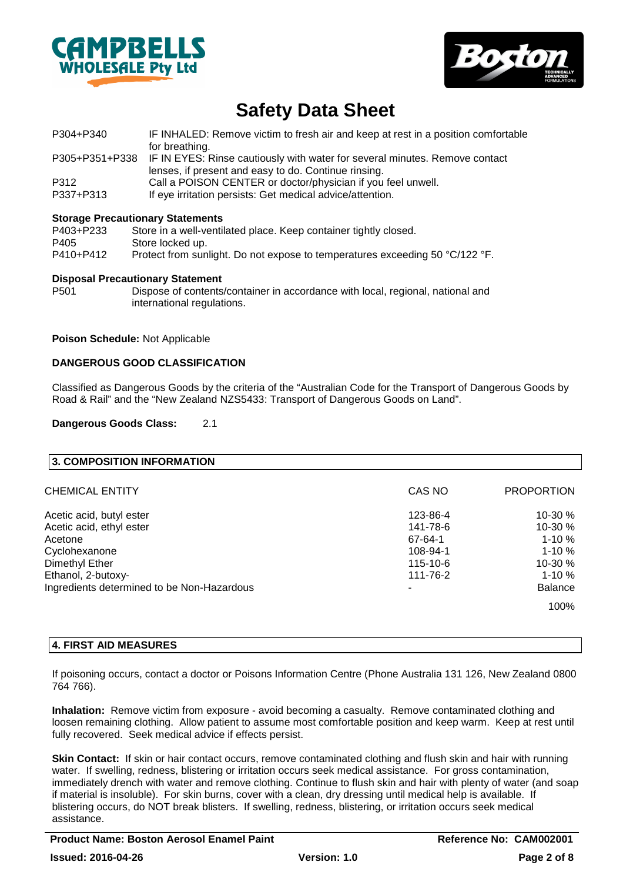| | |
|---|---|
| P304+P340 | IF INHALED: Remove victim to fresh air and keep at rest in a position comfortable for breathing. |
| P305+P351+P338 | IF IN EYES: Rinse cautiously with water for several minutes. Remove contact lenses, if present and easy to do. Continue rinsing. |
| P312 | Call a POISON CENTER or doctor/physician if you feel unwell. |
| P337+P313 | If eye irritation persists: Get medical advice/attention. |

**Storage Precautionary Statements**

| | |
|---|---|
| P403+P233 | Store in a well-ventilated place. Keep container tightly closed. |
| P405 | Store locked up. |
| P410+P412 | Protect from sunlight. Do not expose to temperatures exceeding 50 °C/122 °F. |

**Disposal Precautionary Statement**

| | |
|---|---|
| P501 | Dispose of contents/container in accordance with local, regional, national and international regulations. |

**Poison Schedule:** Not Applicable

**DANGEROUS GOOD CLASSIFICATION**

Classified as Dangerous Goods by the criteria of the "Australian Code for the Transport of Dangerous Goods by Road & Rail" and the "New Zealand NZS5433: Transport of Dangerous Goods on Land".

**Dangerous Goods Class:** 2.1

## 3. COMPOSITION INFORMATION

| CHEMICAL ENTITY | CAS NO | PROPORTION |
|---|---|---|
| Acetic acid, butyl ester | 123-86-4 | 10-30 % |
| Acetic acid, ethyl ester | 141-78-6 | 10-30 % |
| Acetone | 67-64-1 | 1-10 % |
| Cyclohexanone | 108-94-1 | 1-10 % |
| Dimethyl Ether | 115-10-6 | 10-30 % |
| Ethanol, 2-butoxy- | 111-76-2 | 1-10 % |
| Ingredients determined to be Non-Hazardous | - | Balance |
| | | 100% |

## 4. FIRST AID MEASURES

If poisoning occurs, contact a doctor or Poisons Information Centre (Phone Australia 131 126, New Zealand 0800 764 766).

**Inhalation:** Remove victim from exposure - avoid becoming a casualty. Remove contaminated clothing and loosen remaining clothing. Allow patient to assume most comfortable position and keep warm. Keep at rest until fully recovered. Seek medical advice if effects persist.

**Skin Contact:** If skin or hair contact occurs, remove contaminated clothing and flush skin and hair with running water. If swelling, redness, blistering or irritation occurs seek medical assistance. For gross contamination, immediately drench with water and remove clothing. Continue to flush skin and hair with plenty of water (and soap if material is insoluble). For skin burns, cover with a clean, dry dressing until medical help is available. If blistering occurs, do NOT break blisters. If swelling, redness, blistering, or irritation occurs seek medical assistance.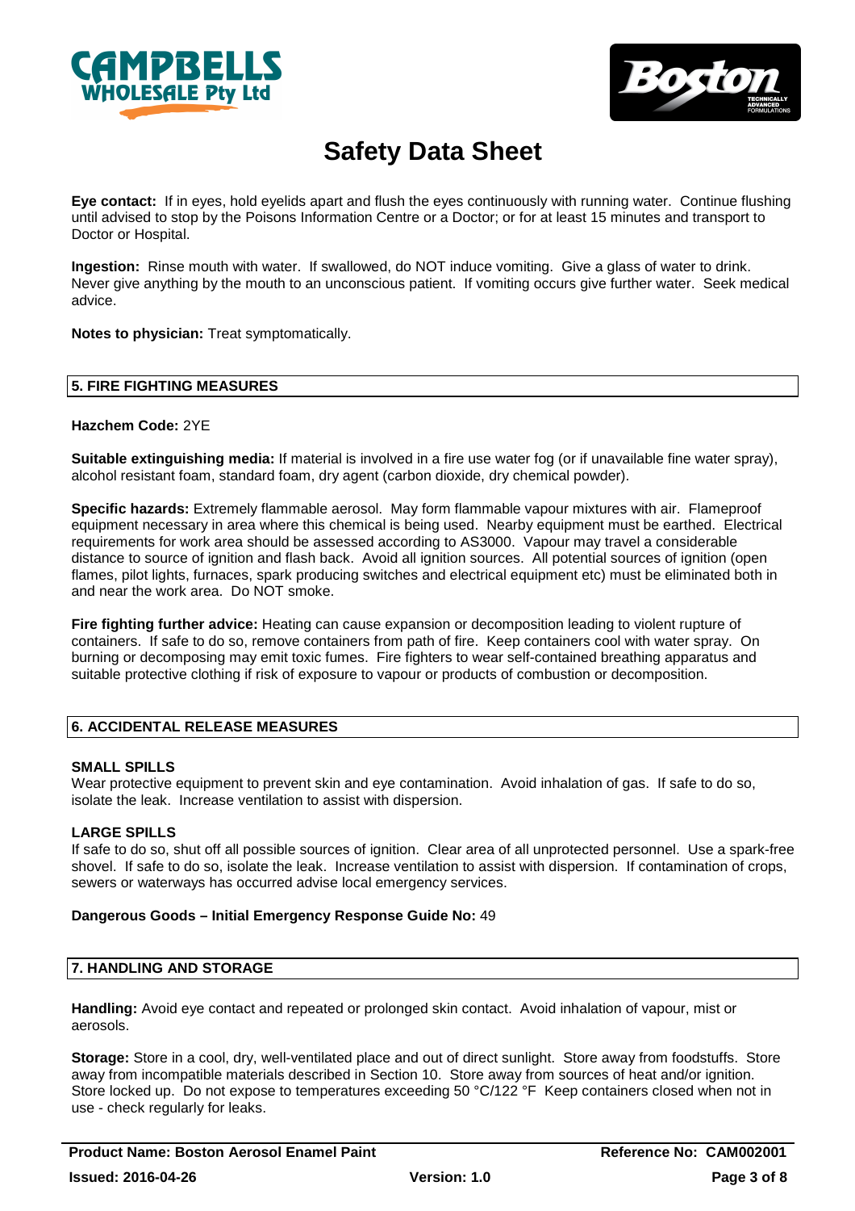**Eye contact:** If in eyes, hold eyelids apart and flush the eyes continuously with running water. Continue flushing until advised to stop by the Poisons Information Centre or a Doctor; or for at least 15 minutes and transport to Doctor or Hospital.

**Ingestion:** Rinse mouth with water. If swallowed, do NOT induce vomiting. Give a glass of water to drink. Never give anything by the mouth to an unconscious patient. If vomiting occurs give further water. Seek medical advice.

**Notes to physician:** Treat symptomatically.

## 5. FIRE FIGHTING MEASURES

**Hazchem Code:** 2YE

**Suitable extinguishing media:** If material is involved in a fire use water fog (or if unavailable fine water spray), alcohol resistant foam, standard foam, dry agent (carbon dioxide, dry chemical powder).

**Specific hazards:** Extremely flammable aerosol. May form flammable vapour mixtures with air. Flameproof equipment necessary in area where this chemical is being used. Nearby equipment must be earthed. Electrical requirements for work area should be assessed according to AS3000. Vapour may travel a considerable distance to source of ignition and flash back. Avoid all ignition sources. All potential sources of ignition (open flames, pilot lights, furnaces, spark producing switches and electrical equipment etc) must be eliminated both in and near the work area. Do NOT smoke.

**Fire fighting further advice:** Heating can cause expansion or decomposition leading to violent rupture of containers. If safe to do so, remove containers from path of fire. Keep containers cool with water spray. On burning or decomposing may emit toxic fumes. Fire fighters to wear self-contained breathing apparatus and suitable protective clothing if risk of exposure to vapour or products of combustion or decomposition.

## 6. ACCIDENTAL RELEASE MEASURES

**SMALL SPILLS**
Wear protective equipment to prevent skin and eye contamination. Avoid inhalation of gas. If safe to do so, isolate the leak. Increase ventilation to assist with dispersion.

**LARGE SPILLS**
If safe to do so, shut off all possible sources of ignition. Clear area of all unprotected personnel. Use a spark-free shovel. If safe to do so, isolate the leak. Increase ventilation to assist with dispersion. If contamination of crops, sewers or waterways has occurred advise local emergency services.

**Dangerous Goods – Initial Emergency Response Guide No:** 49

## 7. HANDLING AND STORAGE

**Handling:** Avoid eye contact and repeated or prolonged skin contact. Avoid inhalation of vapour, mist or aerosols.

**Storage:** Store in a cool, dry, well-ventilated place and out of direct sunlight. Store away from foodstuffs. Store away from incompatible materials described in Section 10. Store away from sources of heat and/or ignition. Store locked up. Do not expose to temperatures exceeding 50 °C/122 °F Keep containers closed when not in use - check regularly for leaks.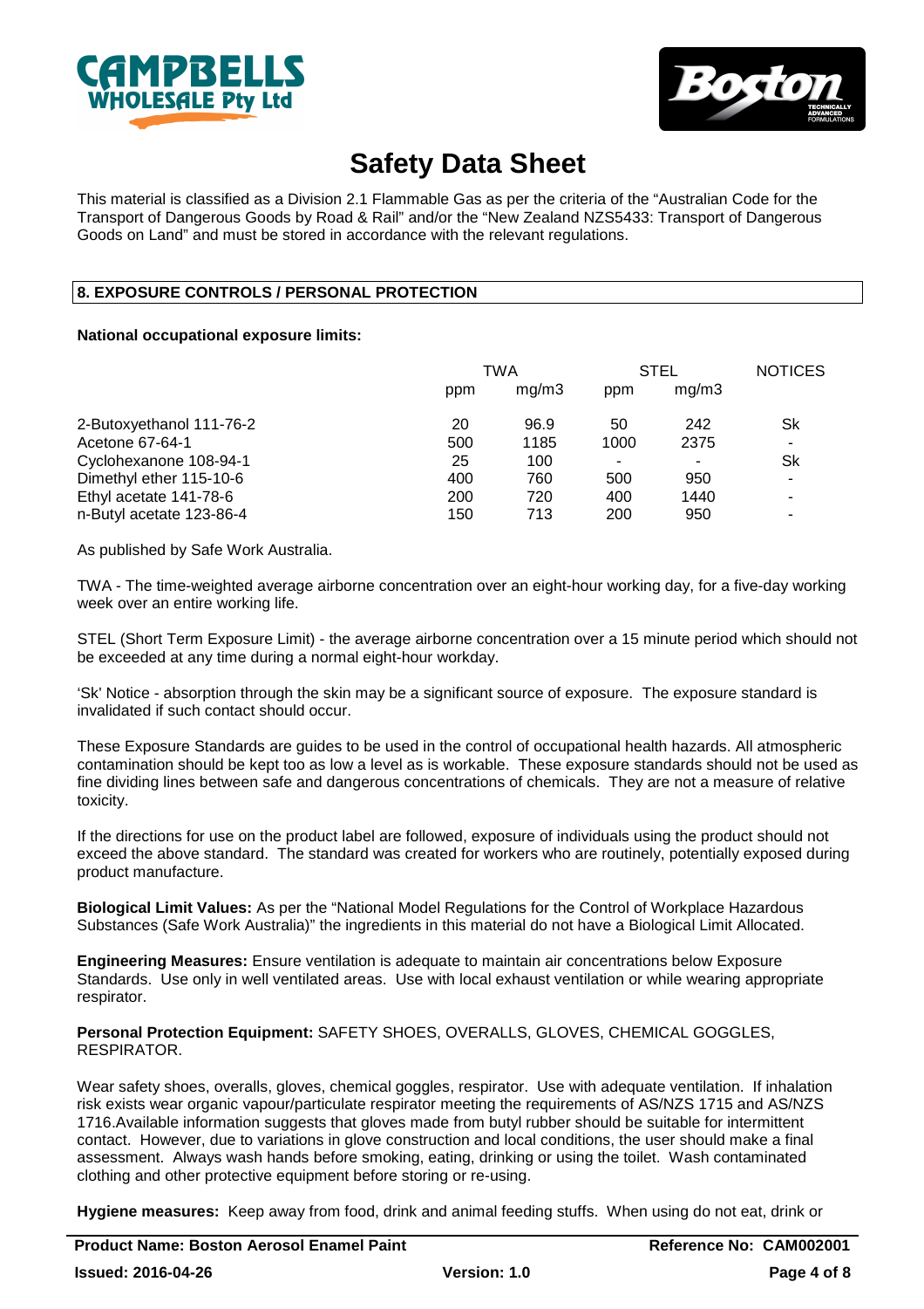# Safety Data Sheet

This material is classified as a Division 2.1 Flammable Gas as per the criteria of the "Australian Code for the Transport of Dangerous Goods by Road & Rail" and/or the "New Zealand NZS5433: Transport of Dangerous Goods on Land" and must be stored in accordance with the relevant regulations.

## 8. EXPOSURE CONTROLS / PERSONAL PROTECTION

**National occupational exposure limits:**

| | TWA | | STEL | | NOTICES |
|---|---|---|---|---|---|
| | ppm | mg/m3 | ppm | mg/m3 | |
| 2-Butoxyethanol 111-76-2 | 20 | 96.9 | 50 | 242 | Sk |
| Acetone 67-64-1 | 500 | 1185 | 1000 | 2375 | - |
| Cyclohexanone 108-94-1 | 25 | 100 | - | - | Sk |
| Dimethyl ether 115-10-6 | 400 | 760 | 500 | 950 | - |
| Ethyl acetate 141-78-6 | 200 | 720 | 400 | 1440 | - |
| n-Butyl acetate 123-86-4 | 150 | 713 | 200 | 950 | - |

As published by Safe Work Australia.

TWA - The time-weighted average airborne concentration over an eight-hour working day, for a five-day working week over an entire working life.

STEL (Short Term Exposure Limit) - the average airborne concentration over a 15 minute period which should not be exceeded at any time during a normal eight-hour workday.

'Sk' Notice - absorption through the skin may be a significant source of exposure. The exposure standard is invalidated if such contact should occur.

These Exposure Standards are guides to be used in the control of occupational health hazards. All atmospheric contamination should be kept too as low a level as is workable. These exposure standards should not be used as fine dividing lines between safe and dangerous concentrations of chemicals. They are not a measure of relative toxicity.

If the directions for use on the product label are followed, exposure of individuals using the product should not exceed the above standard. The standard was created for workers who are routinely, potentially exposed during product manufacture.

**Biological Limit Values:** As per the "National Model Regulations for the Control of Workplace Hazardous Substances (Safe Work Australia)" the ingredients in this material do not have a Biological Limit Allocated.

**Engineering Measures:** Ensure ventilation is adequate to maintain air concentrations below Exposure Standards. Use only in well ventilated areas. Use with local exhaust ventilation or while wearing appropriate respirator.

**Personal Protection Equipment:** SAFETY SHOES, OVERALLS, GLOVES, CHEMICAL GOGGLES, RESPIRATOR.

Wear safety shoes, overalls, gloves, chemical goggles, respirator. Use with adequate ventilation. If inhalation risk exists wear organic vapour/particulate respirator meeting the requirements of AS/NZS 1715 and AS/NZS 1716.Available information suggests that gloves made from butyl rubber should be suitable for intermittent contact. However, due to variations in glove construction and local conditions, the user should make a final assessment. Always wash hands before smoking, eating, drinking or using the toilet. Wash contaminated clothing and other protective equipment before storing or re-using.

**Hygiene measures:** Keep away from food, drink and animal feeding stuffs. When using do not eat, drink or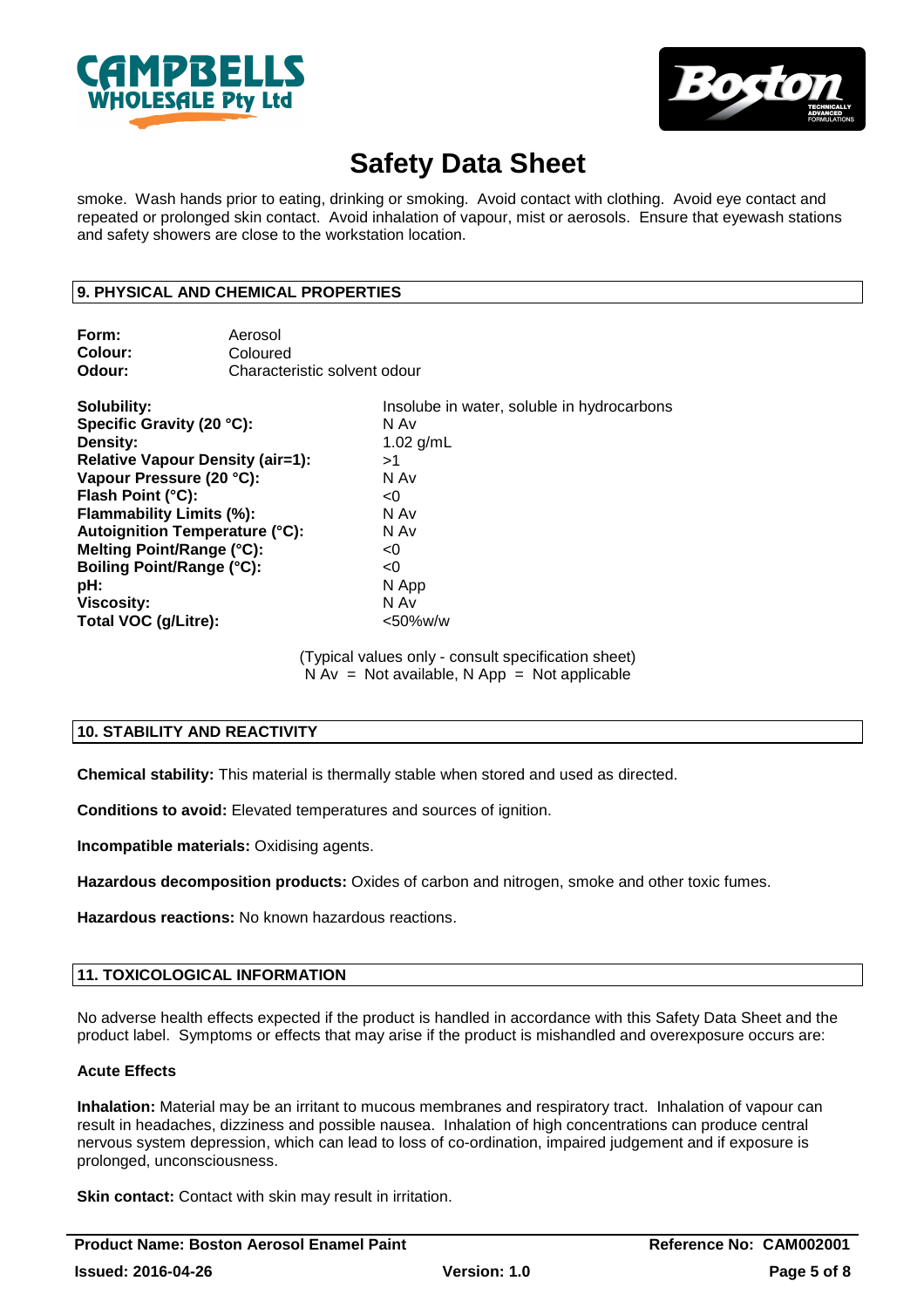smoke. Wash hands prior to eating, drinking or smoking. Avoid contact with clothing. Avoid eye contact and repeated or prolonged skin contact. Avoid inhalation of vapour, mist or aerosols. Ensure that eyewash stations and safety showers are close to the workstation location.

## 9. PHYSICAL AND CHEMICAL PROPERTIES

**Form:** Aerosol
**Colour:** Coloured
**Odour:** Characteristic solvent odour

| | |
|---|---|
| **Solubility:** | Insolube in water, soluble in hydrocarbons |
| **Specific Gravity (20 °C):** | N Av |
| **Density:** | 1.02 g/mL |
| **Relative Vapour Density (air=1):** | >1 |
| **Vapour Pressure (20 °C):** | N Av |
| **Flash Point (°C):** | <0 |
| **Flammability Limits (%):** | N Av |
| **Autoignition Temperature (°C):** | N Av |
| **Melting Point/Range (°C):** | <0 |
| **Boiling Point/Range (°C):** | <0 |
| **pH:** | N App |
| **Viscosity:** | N Av |
| **Total VOC (g/Litre):** | <50%w/w |

(Typical values only - consult specification sheet)
N Av = Not available, N App = Not applicable

## 10. STABILITY AND REACTIVITY

**Chemical stability:** This material is thermally stable when stored and used as directed.

**Conditions to avoid:** Elevated temperatures and sources of ignition.

**Incompatible materials:** Oxidising agents.

**Hazardous decomposition products:** Oxides of carbon and nitrogen, smoke and other toxic fumes.

**Hazardous reactions:** No known hazardous reactions.

## 11. TOXICOLOGICAL INFORMATION

No adverse health effects expected if the product is handled in accordance with this Safety Data Sheet and the product label. Symptoms or effects that may arise if the product is mishandled and overexposure occurs are:

### Acute Effects

**Inhalation:** Material may be an irritant to mucous membranes and respiratory tract. Inhalation of vapour can result in headaches, dizziness and possible nausea. Inhalation of high concentrations can produce central nervous system depression, which can lead to loss of co-ordination, impaired judgement and if exposure is prolonged, unconsciousness.

**Skin contact:** Contact with skin may result in irritation.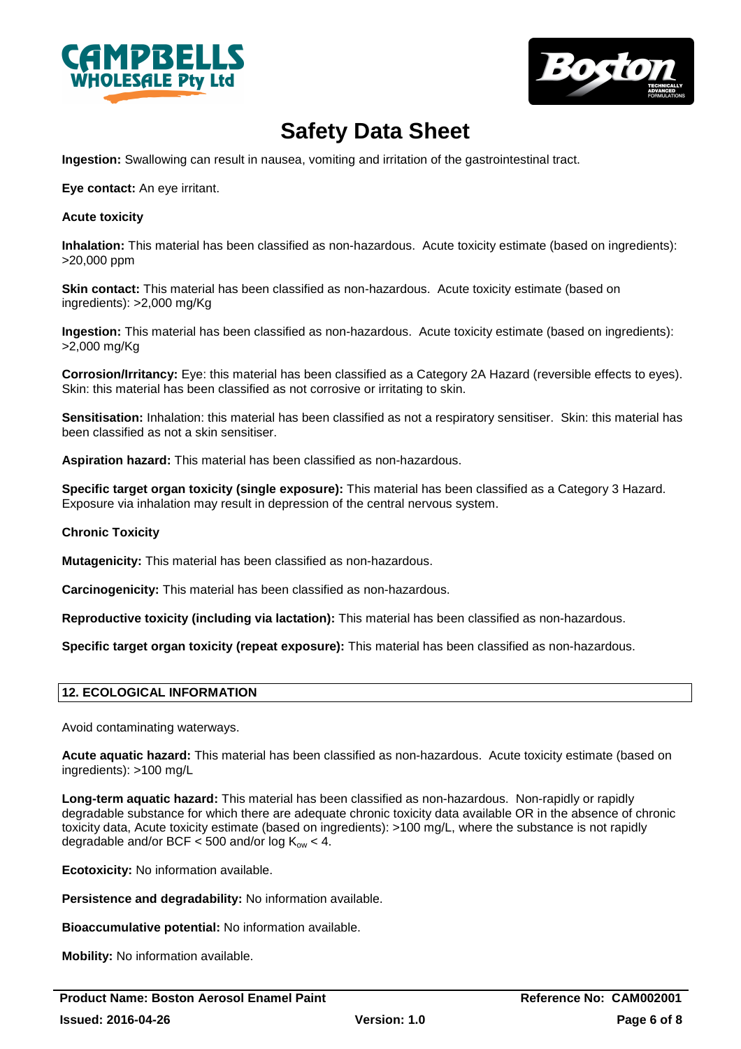**Ingestion:** Swallowing can result in nausea, vomiting and irritation of the gastrointestinal tract.

**Eye contact:** An eye irritant.

**Acute toxicity**

**Inhalation:** This material has been classified as non-hazardous. Acute toxicity estimate (based on ingredients): >20,000 ppm

**Skin contact:** This material has been classified as non-hazardous. Acute toxicity estimate (based on ingredients): >2,000 mg/Kg

**Ingestion:** This material has been classified as non-hazardous. Acute toxicity estimate (based on ingredients): >2,000 mg/Kg

**Corrosion/Irritancy:** Eye: this material has been classified as a Category 2A Hazard (reversible effects to eyes). Skin: this material has been classified as not corrosive or irritating to skin.

**Sensitisation:** Inhalation: this material has been classified as not a respiratory sensitiser. Skin: this material has been classified as not a skin sensitiser.

**Aspiration hazard:** This material has been classified as non-hazardous.

**Specific target organ toxicity (single exposure):** This material has been classified as a Category 3 Hazard. Exposure via inhalation may result in depression of the central nervous system.

**Chronic Toxicity**

**Mutagenicity:** This material has been classified as non-hazardous.

**Carcinogenicity:** This material has been classified as non-hazardous.

**Reproductive toxicity (including via lactation):** This material has been classified as non-hazardous.

**Specific target organ toxicity (repeat exposure):** This material has been classified as non-hazardous.

## 12. ECOLOGICAL INFORMATION

Avoid contaminating waterways.

**Acute aquatic hazard:** This material has been classified as non-hazardous. Acute toxicity estimate (based on ingredients): >100 mg/L

**Long-term aquatic hazard:** This material has been classified as non-hazardous. Non-rapidly or rapidly degradable substance for which there are adequate chronic toxicity data available OR in the absence of chronic toxicity data, Acute toxicity estimate (based on ingredients): >100 mg/L, where the substance is not rapidly degradable and/or BCF < 500 and/or log $K_{ow}$ < 4.

**Ecotoxicity:** No information available.

**Persistence and degradability:** No information available.

**Bioaccumulative potential:** No information available.

**Mobility:** No information available.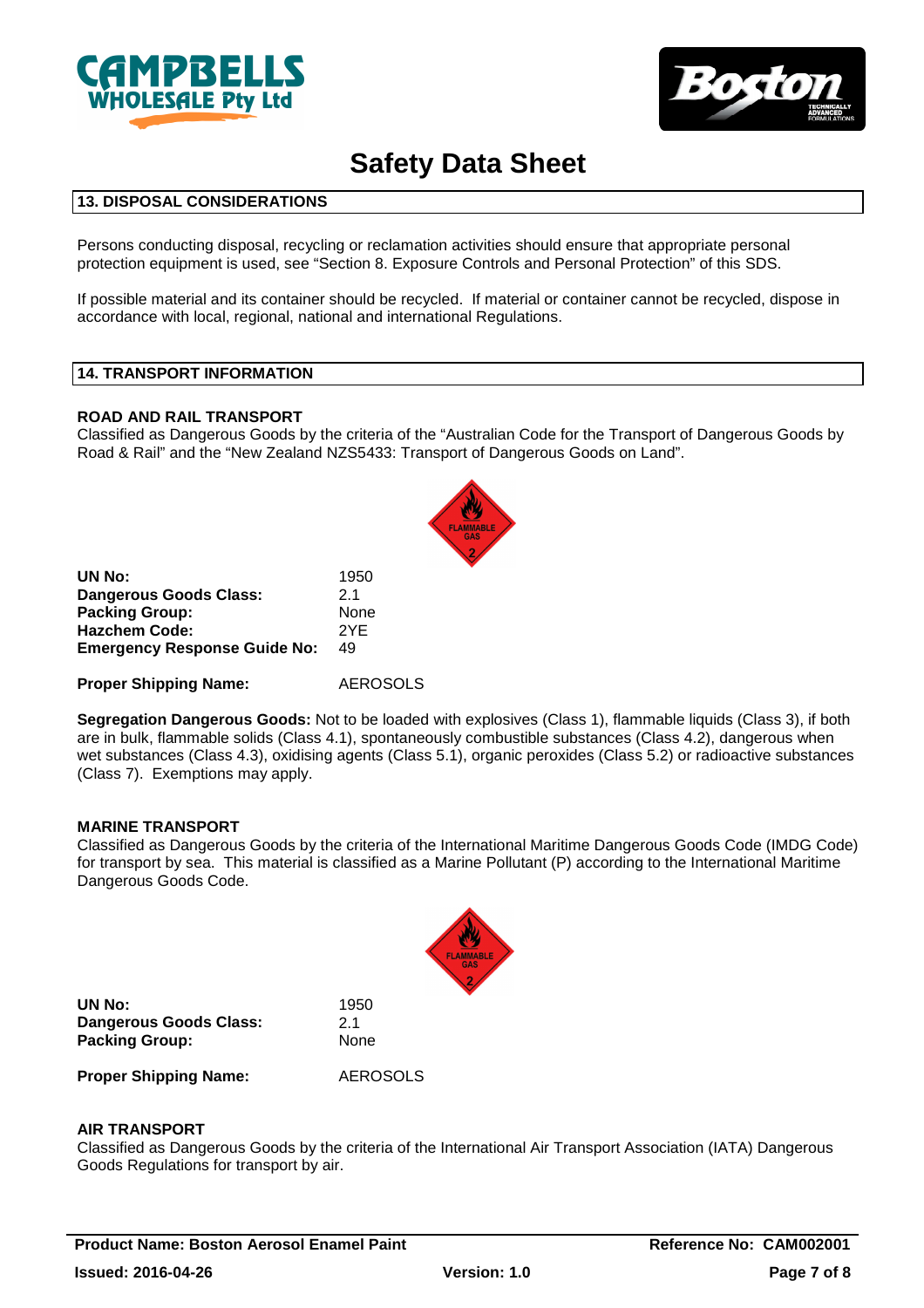# Safety Data Sheet

## 13. DISPOSAL CONSIDERATIONS

Persons conducting disposal, recycling or reclamation activities should ensure that appropriate personal protection equipment is used, see "Section 8. Exposure Controls and Personal Protection" of this SDS.

If possible material and its container should be recycled. If material or container cannot be recycled, dispose in accordance with local, regional, national and international Regulations.

## 14. TRANSPORT INFORMATION

### ROAD AND RAIL TRANSPORT

Classified as Dangerous Goods by the criteria of the "Australian Code for the Transport of Dangerous Goods by Road & Rail" and the "New Zealand NZS5433: Transport of Dangerous Goods on Land".

**UN No:** 1950
**Dangerous Goods Class:** 2.1
**Packing Group:** None
**Hazchem Code:** 2YE
**Emergency Response Guide No:** 49

**Proper Shipping Name:** AEROSOLS

**Segregation Dangerous Goods:** Not to be loaded with explosives (Class 1), flammable liquids (Class 3), if both are in bulk, flammable solids (Class 4.1), spontaneously combustible substances (Class 4.2), dangerous when wet substances (Class 4.3), oxidising agents (Class 5.1), organic peroxides (Class 5.2) or radioactive substances (Class 7). Exemptions may apply.

### MARINE TRANSPORT

Classified as Dangerous Goods by the criteria of the International Maritime Dangerous Goods Code (IMDG Code) for transport by sea. This material is classified as a Marine Pollutant (P) according to the International Maritime Dangerous Goods Code.

**UN No:** 1950
**Dangerous Goods Class:** 2.1
**Packing Group:** None

**Proper Shipping Name:** AEROSOLS

### AIR TRANSPORT

Classified as Dangerous Goods by the criteria of the International Air Transport Association (IATA) Dangerous Goods Regulations for transport by air.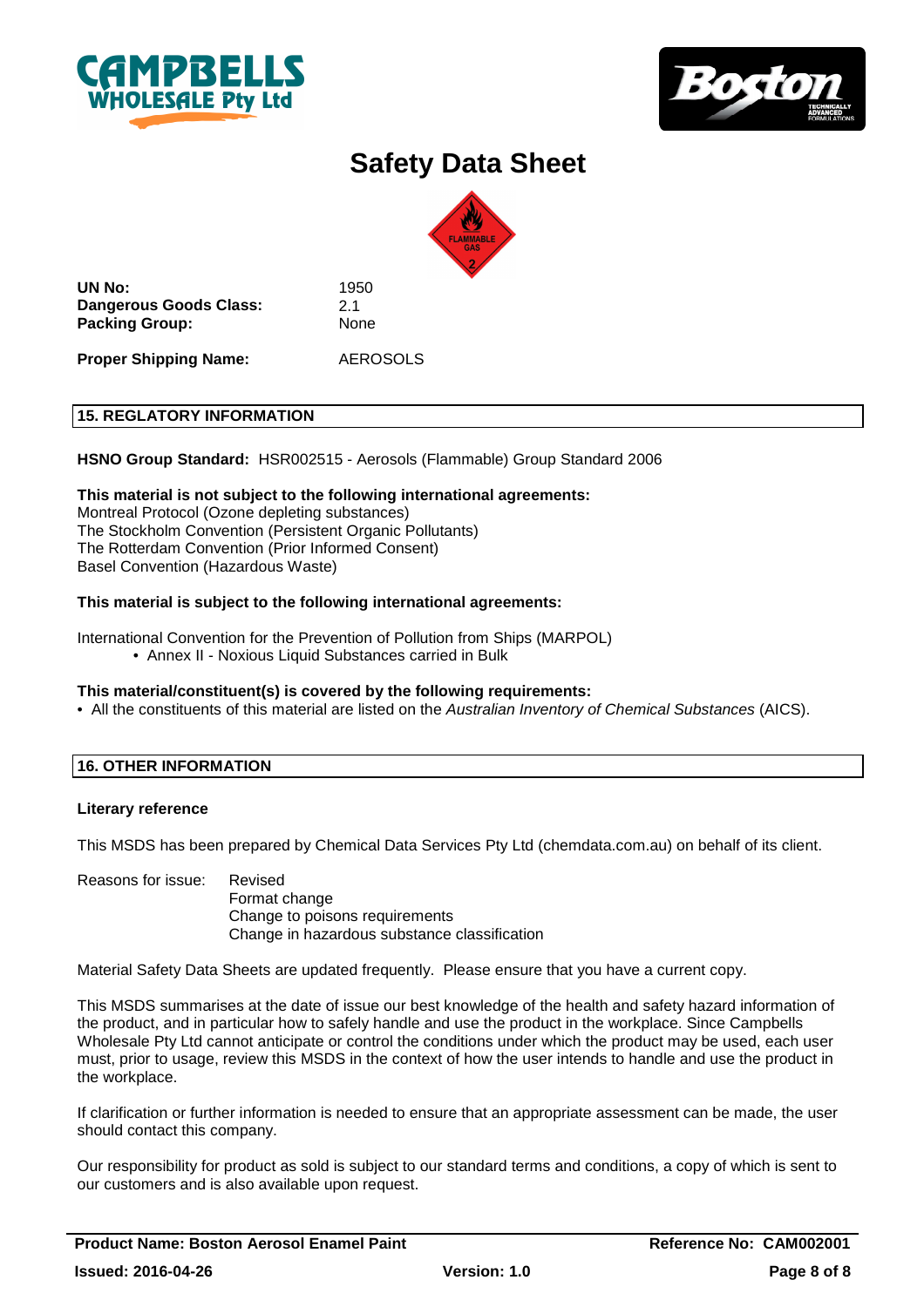# Safety Data Sheet

| | |
|---|---|
| **UN No:** | 1950 |
| **Dangerous Goods Class:** | 2.1 |
| **Packing Group:** | None |
| **Proper Shipping Name:** | AEROSOLS |

## 15. REGLATORY INFORMATION

**HSNO Group Standard:** HSR002515 - Aerosols (Flammable) Group Standard 2006

**This material is not subject to the following international agreements:**
Montreal Protocol (Ozone depleting substances)
The Stockholm Convention (Persistent Organic Pollutants)
The Rotterdam Convention (Prior Informed Consent)
Basel Convention (Hazardous Waste)

**This material is subject to the following international agreements:**

International Convention for the Prevention of Pollution from Ships (MARPOL)

- Annex II - Noxious Liquid Substances carried in Bulk

**This material/constituent(s) is covered by the following requirements:**

- All the constituents of this material are listed on the *Australian Inventory of Chemical Substances* (AICS).

## 16. OTHER INFORMATION

**Literary reference**

This MSDS has been prepared by Chemical Data Services Pty Ltd (chemdata.com.au) on behalf of its client.

Reasons for issue:
Revised
Format change
Change to poisons requirements
Change in hazardous substance classification

Material Safety Data Sheets are updated frequently. Please ensure that you have a current copy.

This MSDS summarises at the date of issue our best knowledge of the health and safety hazard information of the product, and in particular how to safely handle and use the product in the workplace. Since Campbells Wholesale Pty Ltd cannot anticipate or control the conditions under which the product may be used, each user must, prior to usage, review this MSDS in the context of how the user intends to handle and use the product in the workplace.

If clarification or further information is needed to ensure that an appropriate assessment can be made, the user should contact this company.

Our responsibility for product as sold is subject to our standard terms and conditions, a copy of which is sent to our customers and is also available upon request.